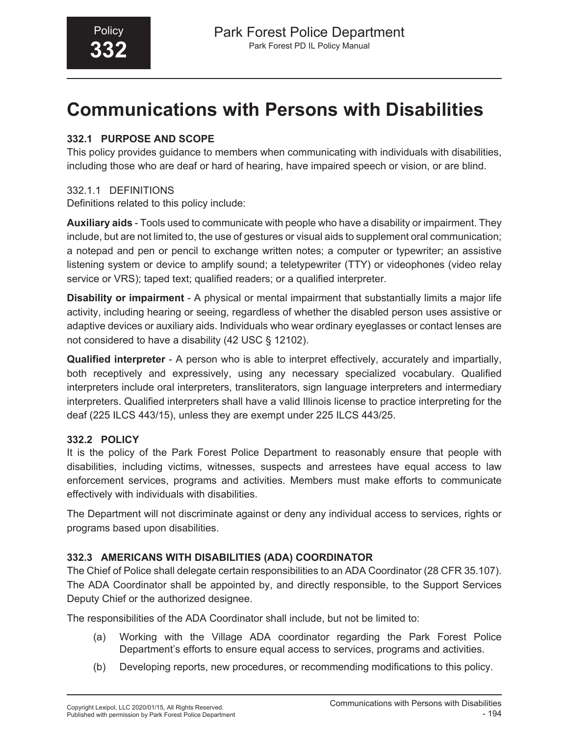Policy **332**

# Communications with Persons with Disabilities

## 332.1 PURPOSE AND SCOPE

This policy provides guidance to members when communicating with individuals with disabilities, including those who are deaf or hard of hearing, have impaired speech or vision, or are blind.

### 332.1.1 DEFINITIONS

Definitions related to this policy include:

**Auxiliary aids** - Tools used to communicate with people who have a disability or impairment. They include, but are not limited to, the use of gestures or visual aids to supplement oral communication; a notepad and pen or pencil to exchange written notes; a computer or typewriter; an assistive listening system or device to amplify sound; a teletypewriter (TTY) or videophones (video relay service or VRS); taped text; qualified readers; or a qualified interpreter.

**Disability or impairment** - A physical or mental impairment that substantially limits a major life activity, including hearing or seeing, regardless of whether the disabled person uses assistive or adaptive devices or auxiliary aids. Individuals who wear ordinary eyeglasses or contact lenses are not considered to have a disability (42 USC § 12102).

**Qualified interpreter** - A person who is able to interpret effectively, accurately and impartially, both receptively and expressively, using any necessary specialized vocabulary. Qualified interpreters include oral interpreters, transliterators, sign language interpreters and intermediary interpreters. Qualified interpreters shall have a valid Illinois license to practice interpreting for the deaf (225 ILCS 443/15), unless they are exempt under 225 ILCS 443/25.

## 332.2 POLICY

It is the policy of the Park Forest Police Department to reasonably ensure that people with disabilities, including victims, witnesses, suspects and arrestees have equal access to law enforcement services, programs and activities. Members must make efforts to communicate effectively with individuals with disabilities.

The Department will not discriminate against or deny any individual access to services, rights or programs based upon disabilities.

## 332.3 AMERICANS WITH DISABILITIES (ADA) COORDINATOR

The Chief of Police shall delegate certain responsibilities to an ADA Coordinator (28 CFR 35.107). The ADA Coordinator shall be appointed by, and directly responsible, to the Support Services Deputy Chief or the authorized designee.

The responsibilities of the ADA Coordinator shall include, but not be limited to:

(a) Working with the Village ADA coordinator regarding the Park Forest Police Department's efforts to ensure equal access to services, programs and activities.

(b) Developing reports, new procedures, or recommending modifications to this policy.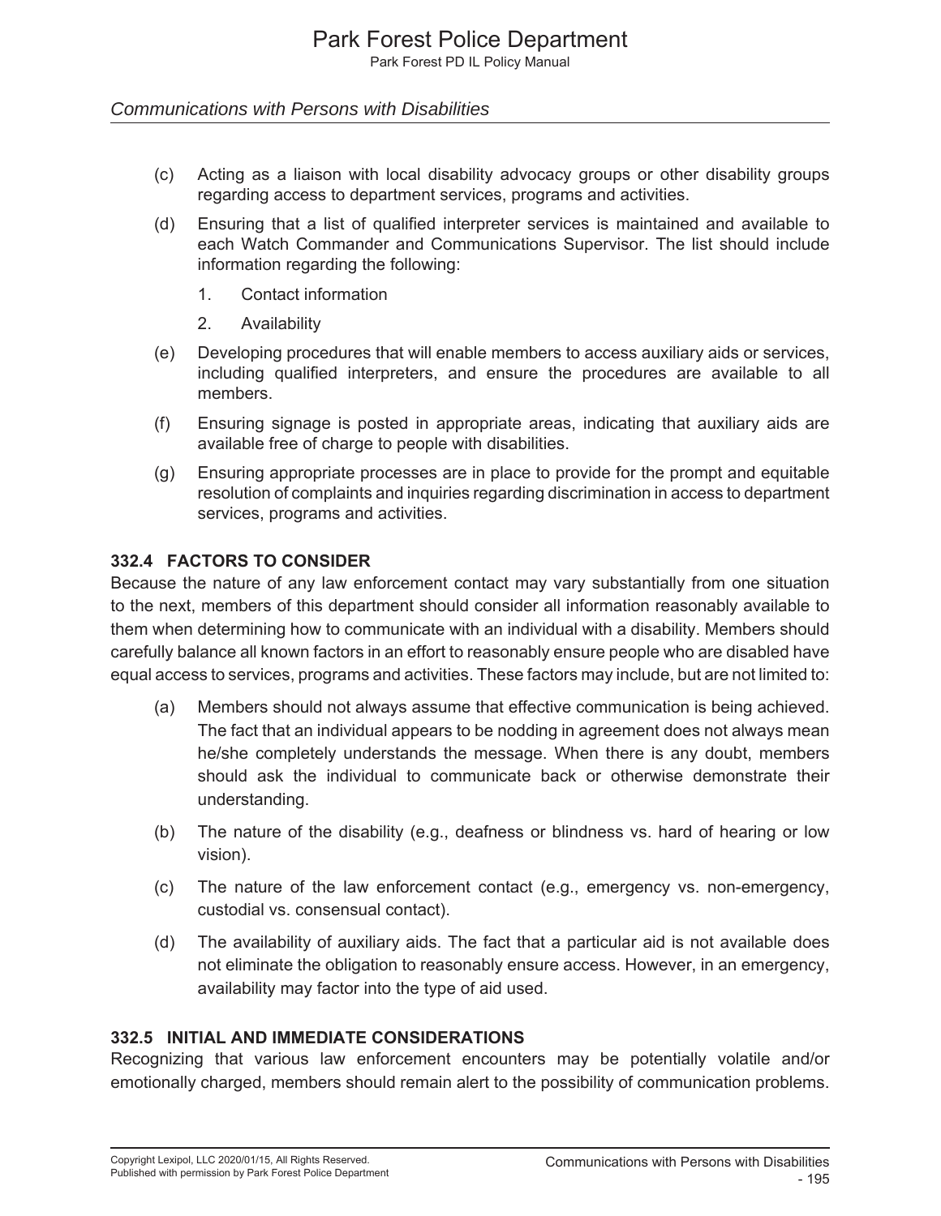(c) Acting as a liaison with local disability advocacy groups or other disability groups regarding access to department services, programs and activities.

(d) Ensuring that a list of qualified interpreter services is maintained and available to each Watch Commander and Communications Supervisor. The list should include information regarding the following:

  1. Contact information

  2. Availability

(e) Developing procedures that will enable members to access auxiliary aids or services, including qualified interpreters, and ensure the procedures are available to all members.

(f) Ensuring signage is posted in appropriate areas, indicating that auxiliary aids are available free of charge to people with disabilities.

(g) Ensuring appropriate processes are in place to provide for the prompt and equitable resolution of complaints and inquiries regarding discrimination in access to department services, programs and activities.

### 332.4 FACTORS TO CONSIDER

Because the nature of any law enforcement contact may vary substantially from one situation to the next, members of this department should consider all information reasonably available to them when determining how to communicate with an individual with a disability. Members should carefully balance all known factors in an effort to reasonably ensure people who are disabled have equal access to services, programs and activities. These factors may include, but are not limited to:

(a) Members should not always assume that effective communication is being achieved. The fact that an individual appears to be nodding in agreement does not always mean he/she completely understands the message. When there is any doubt, members should ask the individual to communicate back or otherwise demonstrate their understanding.

(b) The nature of the disability (e.g., deafness or blindness vs. hard of hearing or low vision).

(c) The nature of the law enforcement contact (e.g., emergency vs. non-emergency, custodial vs. consensual contact).

(d) The availability of auxiliary aids. The fact that a particular aid is not available does not eliminate the obligation to reasonably ensure access. However, in an emergency, availability may factor into the type of aid used.

### 332.5 INITIAL AND IMMEDIATE CONSIDERATIONS

Recognizing that various law enforcement encounters may be potentially volatile and/or emotionally charged, members should remain alert to the possibility of communication problems.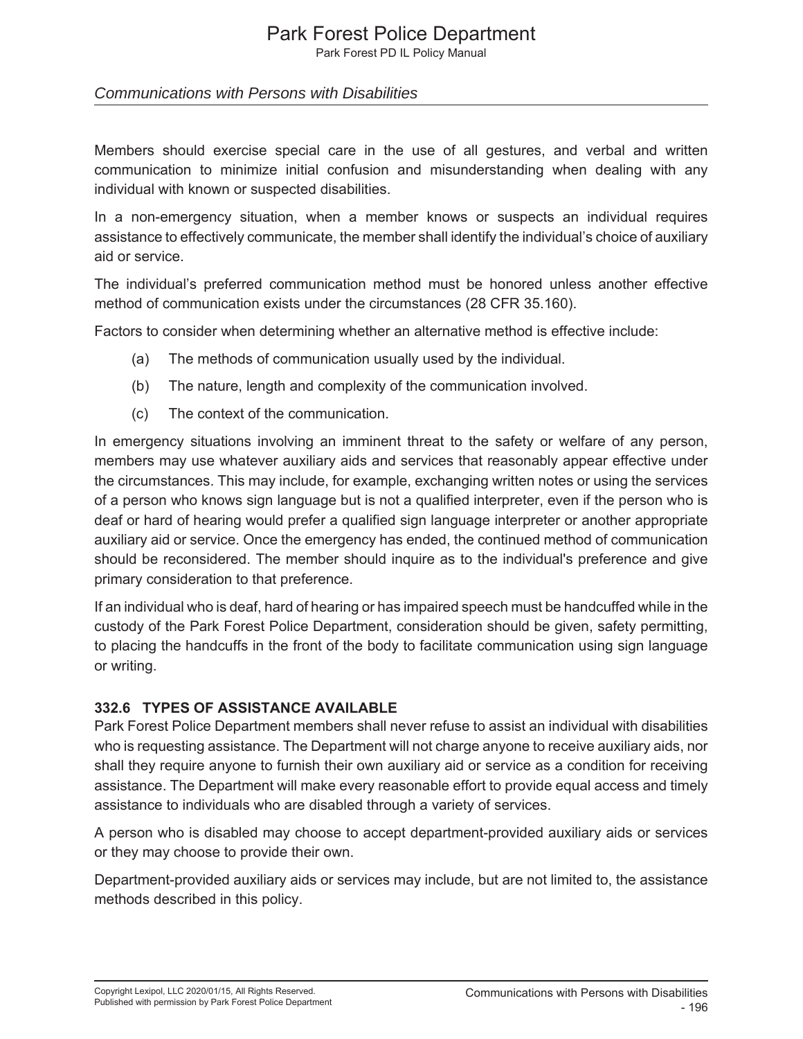Members should exercise special care in the use of all gestures, and verbal and written communication to minimize initial confusion and misunderstanding when dealing with any individual with known or suspected disabilities.

In a non-emergency situation, when a member knows or suspects an individual requires assistance to effectively communicate, the member shall identify the individual's choice of auxiliary aid or service.

The individual's preferred communication method must be honored unless another effective method of communication exists under the circumstances (28 CFR 35.160).

Factors to consider when determining whether an alternative method is effective include:

(a) The methods of communication usually used by the individual.

(b) The nature, length and complexity of the communication involved.

(c) The context of the communication.

In emergency situations involving an imminent threat to the safety or welfare of any person, members may use whatever auxiliary aids and services that reasonably appear effective under the circumstances. This may include, for example, exchanging written notes or using the services of a person who knows sign language but is not a qualified interpreter, even if the person who is deaf or hard of hearing would prefer a qualified sign language interpreter or another appropriate auxiliary aid or service. Once the emergency has ended, the continued method of communication should be reconsidered. The member should inquire as to the individual's preference and give primary consideration to that preference.

If an individual who is deaf, hard of hearing or has impaired speech must be handcuffed while in the custody of the Park Forest Police Department, consideration should be given, safety permitting, to placing the handcuffs in the front of the body to facilitate communication using sign language or writing.

### 332.6 TYPES OF ASSISTANCE AVAILABLE

Park Forest Police Department members shall never refuse to assist an individual with disabilities who is requesting assistance. The Department will not charge anyone to receive auxiliary aids, nor shall they require anyone to furnish their own auxiliary aid or service as a condition for receiving assistance. The Department will make every reasonable effort to provide equal access and timely assistance to individuals who are disabled through a variety of services.

A person who is disabled may choose to accept department-provided auxiliary aids or services or they may choose to provide their own.

Department-provided auxiliary aids or services may include, but are not limited to, the assistance methods described in this policy.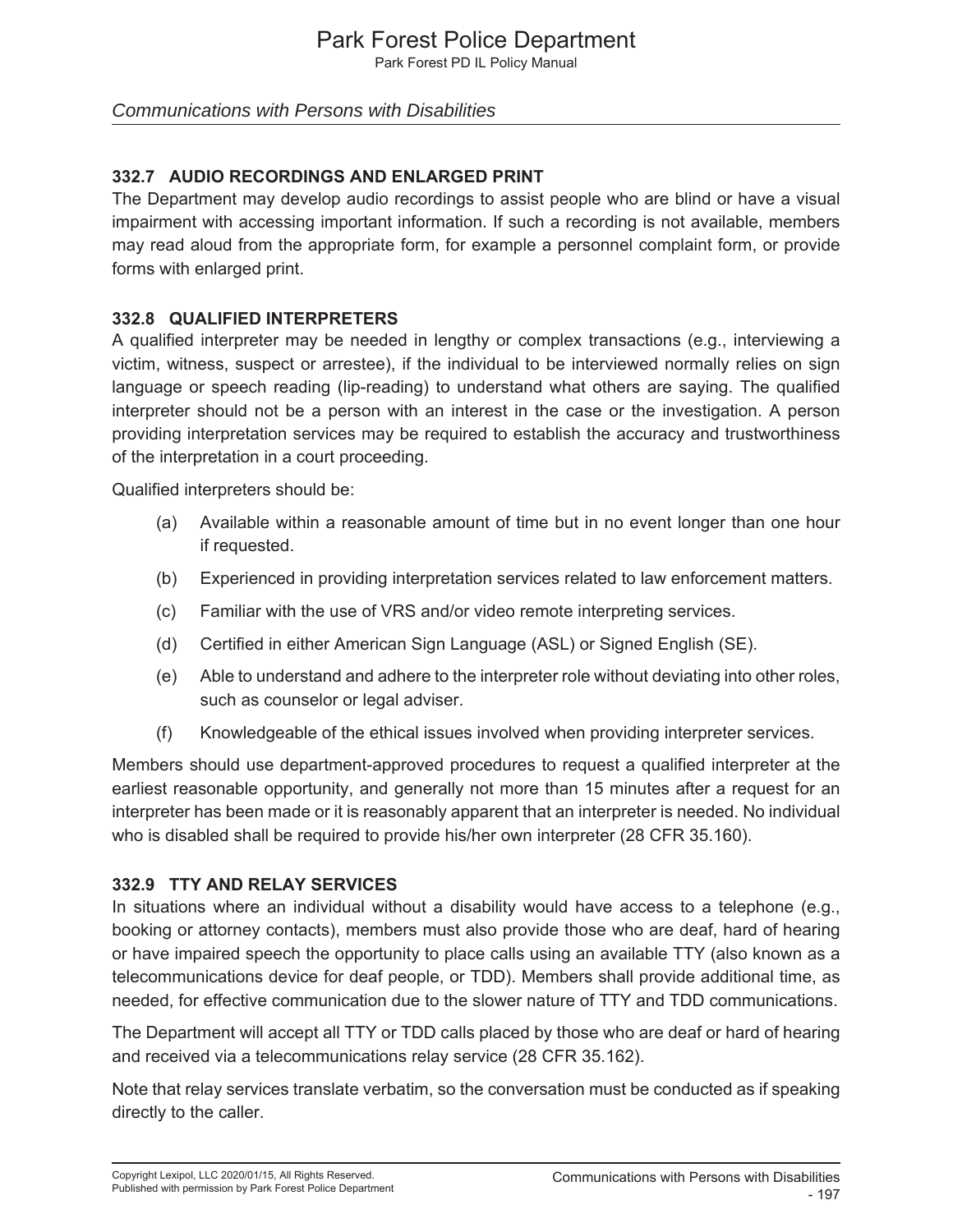## 332.7 AUDIO RECORDINGS AND ENLARGED PRINT

The Department may develop audio recordings to assist people who are blind or have a visual impairment with accessing important information. If such a recording is not available, members may read aloud from the appropriate form, for example a personnel complaint form, or provide forms with enlarged print.

## 332.8 QUALIFIED INTERPRETERS

A qualified interpreter may be needed in lengthy or complex transactions (e.g., interviewing a victim, witness, suspect or arrestee), if the individual to be interviewed normally relies on sign language or speech reading (lip-reading) to understand what others are saying. The qualified interpreter should not be a person with an interest in the case or the investigation. A person providing interpretation services may be required to establish the accuracy and trustworthiness of the interpretation in a court proceeding.

Qualified interpreters should be:

(a) Available within a reasonable amount of time but in no event longer than one hour if requested.

(b) Experienced in providing interpretation services related to law enforcement matters.

(c) Familiar with the use of VRS and/or video remote interpreting services.

(d) Certified in either American Sign Language (ASL) or Signed English (SE).

(e) Able to understand and adhere to the interpreter role without deviating into other roles, such as counselor or legal adviser.

(f) Knowledgeable of the ethical issues involved when providing interpreter services.

Members should use department-approved procedures to request a qualified interpreter at the earliest reasonable opportunity, and generally not more than 15 minutes after a request for an interpreter has been made or it is reasonably apparent that an interpreter is needed. No individual who is disabled shall be required to provide his/her own interpreter (28 CFR 35.160).

## 332.9 TTY AND RELAY SERVICES

In situations where an individual without a disability would have access to a telephone (e.g., booking or attorney contacts), members must also provide those who are deaf, hard of hearing or have impaired speech the opportunity to place calls using an available TTY (also known as a telecommunications device for deaf people, or TDD). Members shall provide additional time, as needed, for effective communication due to the slower nature of TTY and TDD communications.

The Department will accept all TTY or TDD calls placed by those who are deaf or hard of hearing and received via a telecommunications relay service (28 CFR 35.162).

Note that relay services translate verbatim, so the conversation must be conducted as if speaking directly to the caller.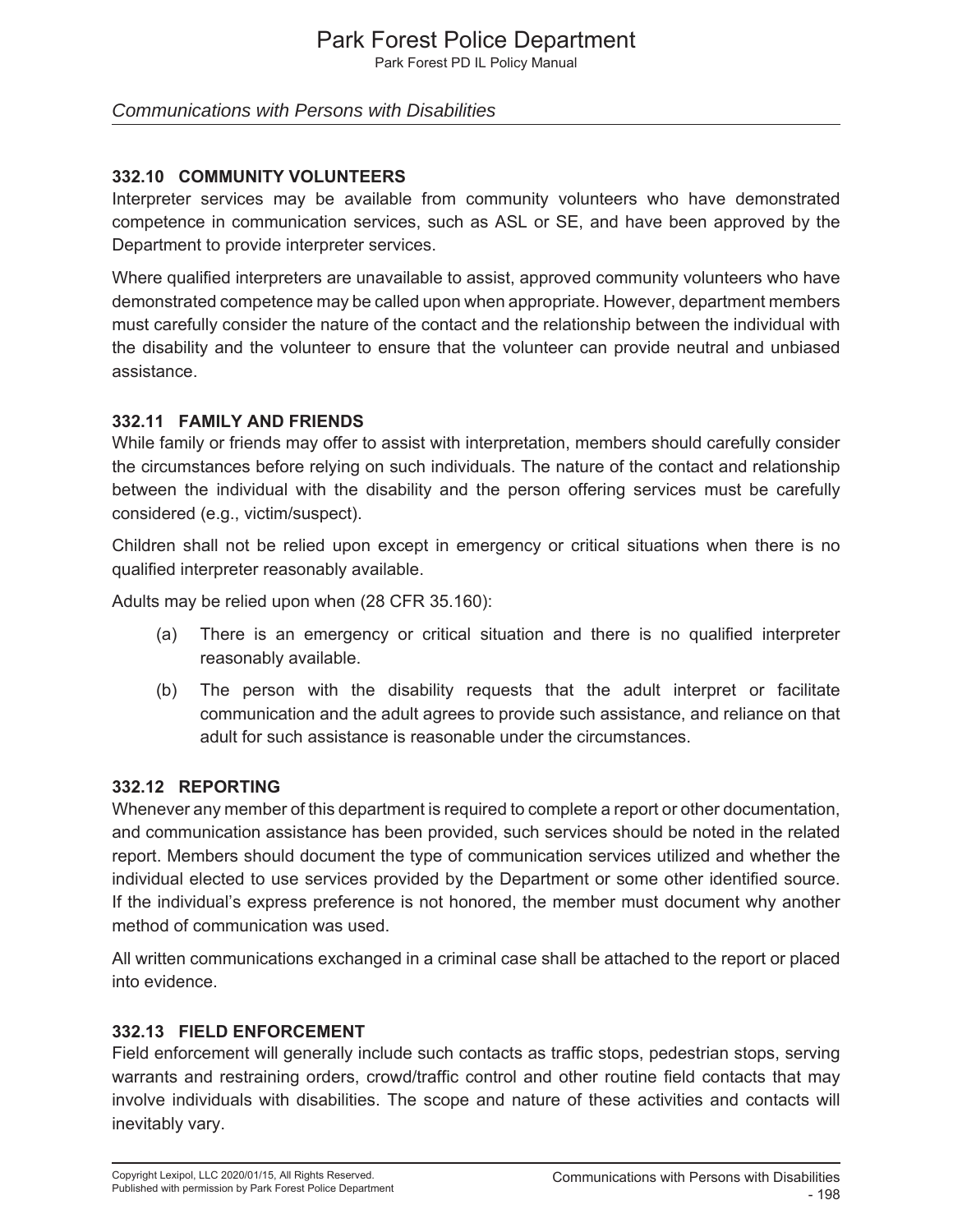### 332.10 COMMUNITY VOLUNTEERS

Interpreter services may be available from community volunteers who have demonstrated competence in communication services, such as ASL or SE, and have been approved by the Department to provide interpreter services.

Where qualified interpreters are unavailable to assist, approved community volunteers who have demonstrated competence may be called upon when appropriate. However, department members must carefully consider the nature of the contact and the relationship between the individual with the disability and the volunteer to ensure that the volunteer can provide neutral and unbiased assistance.

### 332.11 FAMILY AND FRIENDS

While family or friends may offer to assist with interpretation, members should carefully consider the circumstances before relying on such individuals. The nature of the contact and relationship between the individual with the disability and the person offering services must be carefully considered (e.g., victim/suspect).

Children shall not be relied upon except in emergency or critical situations when there is no qualified interpreter reasonably available.

Adults may be relied upon when (28 CFR 35.160):

(a) There is an emergency or critical situation and there is no qualified interpreter reasonably available.

(b) The person with the disability requests that the adult interpret or facilitate communication and the adult agrees to provide such assistance, and reliance on that adult for such assistance is reasonable under the circumstances.

### 332.12 REPORTING

Whenever any member of this department is required to complete a report or other documentation, and communication assistance has been provided, such services should be noted in the related report. Members should document the type of communication services utilized and whether the individual elected to use services provided by the Department or some other identified source. If the individual's express preference is not honored, the member must document why another method of communication was used.

All written communications exchanged in a criminal case shall be attached to the report or placed into evidence.

### 332.13 FIELD ENFORCEMENT

Field enforcement will generally include such contacts as traffic stops, pedestrian stops, serving warrants and restraining orders, crowd/traffic control and other routine field contacts that may involve individuals with disabilities. The scope and nature of these activities and contacts will inevitably vary.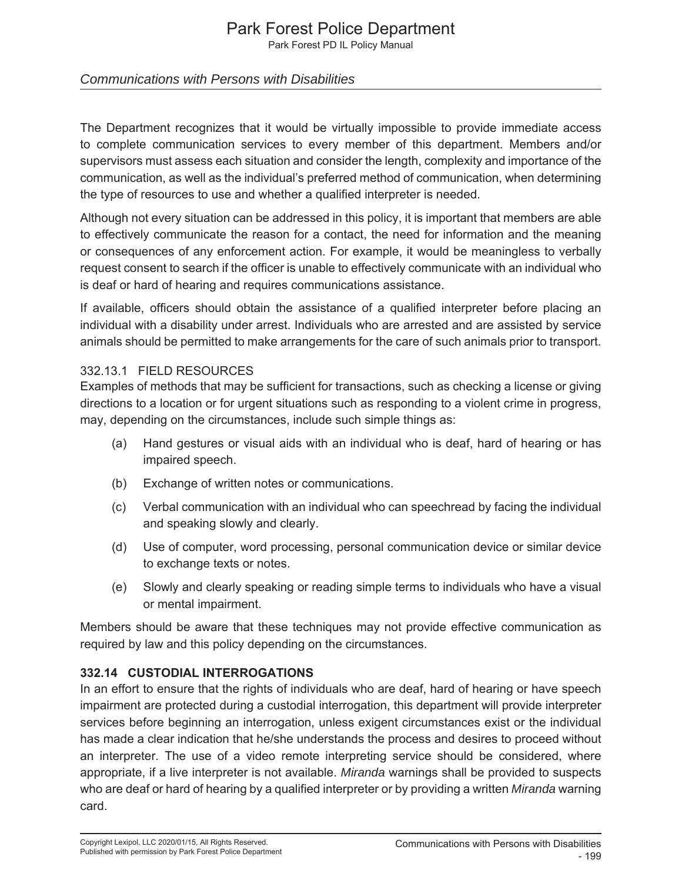The Department recognizes that it would be virtually impossible to provide immediate access to complete communication services to every member of this department. Members and/or supervisors must assess each situation and consider the length, complexity and importance of the communication, as well as the individual's preferred method of communication, when determining the type of resources to use and whether a qualified interpreter is needed.

Although not every situation can be addressed in this policy, it is important that members are able to effectively communicate the reason for a contact, the need for information and the meaning or consequences of any enforcement action. For example, it would be meaningless to verbally request consent to search if the officer is unable to effectively communicate with an individual who is deaf or hard of hearing and requires communications assistance.

If available, officers should obtain the assistance of a qualified interpreter before placing an individual with a disability under arrest. Individuals who are arrested and are assisted by service animals should be permitted to make arrangements for the care of such animals prior to transport.

### 332.13.1 FIELD RESOURCES

Examples of methods that may be sufficient for transactions, such as checking a license or giving directions to a location or for urgent situations such as responding to a violent crime in progress, may, depending on the circumstances, include such simple things as:

(a) Hand gestures or visual aids with an individual who is deaf, hard of hearing or has impaired speech.

(b) Exchange of written notes or communications.

(c) Verbal communication with an individual who can speechread by facing the individual and speaking slowly and clearly.

(d) Use of computer, word processing, personal communication device or similar device to exchange texts or notes.

(e) Slowly and clearly speaking or reading simple terms to individuals who have a visual or mental impairment.

Members should be aware that these techniques may not provide effective communication as required by law and this policy depending on the circumstances.

## 332.14 CUSTODIAL INTERROGATIONS

In an effort to ensure that the rights of individuals who are deaf, hard of hearing or have speech impairment are protected during a custodial interrogation, this department will provide interpreter services before beginning an interrogation, unless exigent circumstances exist or the individual has made a clear indication that he/she understands the process and desires to proceed without an interpreter. The use of a video remote interpreting service should be considered, where appropriate, if a live interpreter is not available. *Miranda* warnings shall be provided to suspects who are deaf or hard of hearing by a qualified interpreter or by providing a written *Miranda* warning card.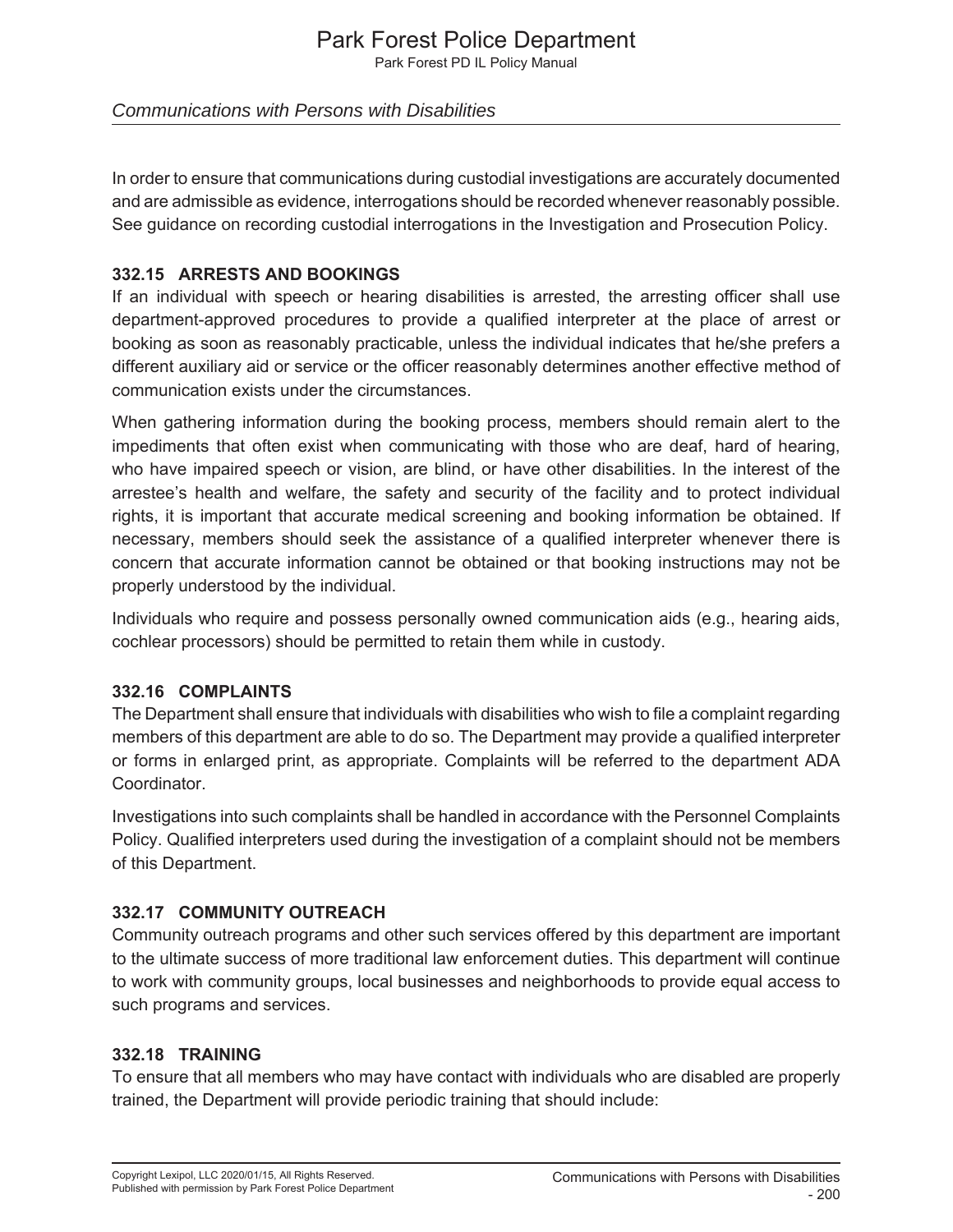In order to ensure that communications during custodial investigations are accurately documented and are admissible as evidence, interrogations should be recorded whenever reasonably possible. See guidance on recording custodial interrogations in the Investigation and Prosecution Policy.

### 332.15 ARRESTS AND BOOKINGS

If an individual with speech or hearing disabilities is arrested, the arresting officer shall use department-approved procedures to provide a qualified interpreter at the place of arrest or booking as soon as reasonably practicable, unless the individual indicates that he/she prefers a different auxiliary aid or service or the officer reasonably determines another effective method of communication exists under the circumstances.

When gathering information during the booking process, members should remain alert to the impediments that often exist when communicating with those who are deaf, hard of hearing, who have impaired speech or vision, are blind, or have other disabilities. In the interest of the arrestee's health and welfare, the safety and security of the facility and to protect individual rights, it is important that accurate medical screening and booking information be obtained. If necessary, members should seek the assistance of a qualified interpreter whenever there is concern that accurate information cannot be obtained or that booking instructions may not be properly understood by the individual.

Individuals who require and possess personally owned communication aids (e.g., hearing aids, cochlear processors) should be permitted to retain them while in custody.

### 332.16 COMPLAINTS

The Department shall ensure that individuals with disabilities who wish to file a complaint regarding members of this department are able to do so. The Department may provide a qualified interpreter or forms in enlarged print, as appropriate. Complaints will be referred to the department ADA Coordinator.

Investigations into such complaints shall be handled in accordance with the Personnel Complaints Policy. Qualified interpreters used during the investigation of a complaint should not be members of this Department.

### 332.17 COMMUNITY OUTREACH

Community outreach programs and other such services offered by this department are important to the ultimate success of more traditional law enforcement duties. This department will continue to work with community groups, local businesses and neighborhoods to provide equal access to such programs and services.

### 332.18 TRAINING

To ensure that all members who may have contact with individuals who are disabled are properly trained, the Department will provide periodic training that should include: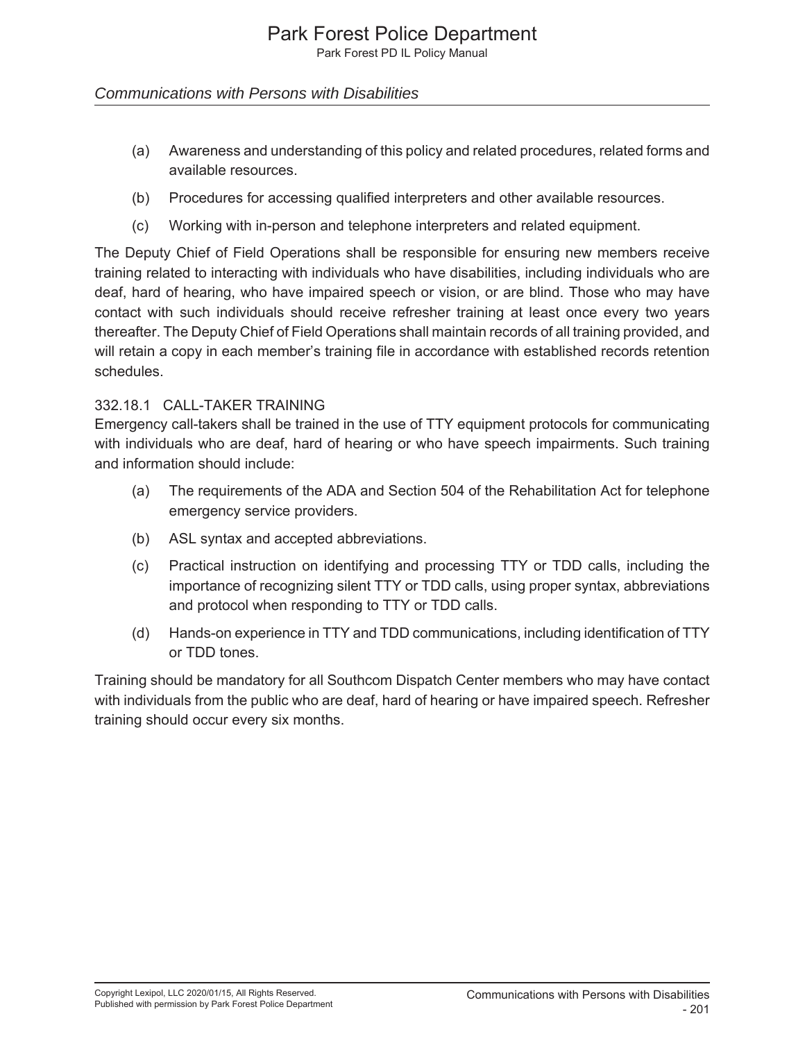(a) Awareness and understanding of this policy and related procedures, related forms and available resources.

(b) Procedures for accessing qualified interpreters and other available resources.

(c) Working with in-person and telephone interpreters and related equipment.

The Deputy Chief of Field Operations shall be responsible for ensuring new members receive training related to interacting with individuals who have disabilities, including individuals who are deaf, hard of hearing, who have impaired speech or vision, or are blind. Those who may have contact with such individuals should receive refresher training at least once every two years thereafter. The Deputy Chief of Field Operations shall maintain records of all training provided, and will retain a copy in each member's training file in accordance with established records retention schedules.

### 332.18.1 CALL-TAKER TRAINING

Emergency call-takers shall be trained in the use of TTY equipment protocols for communicating with individuals who are deaf, hard of hearing or who have speech impairments. Such training and information should include:

(a) The requirements of the ADA and Section 504 of the Rehabilitation Act for telephone emergency service providers.

(b) ASL syntax and accepted abbreviations.

(c) Practical instruction on identifying and processing TTY or TDD calls, including the importance of recognizing silent TTY or TDD calls, using proper syntax, abbreviations and protocol when responding to TTY or TDD calls.

(d) Hands-on experience in TTY and TDD communications, including identification of TTY or TDD tones.

Training should be mandatory for all Southcom Dispatch Center members who may have contact with individuals from the public who are deaf, hard of hearing or have impaired speech. Refresher training should occur every six months.